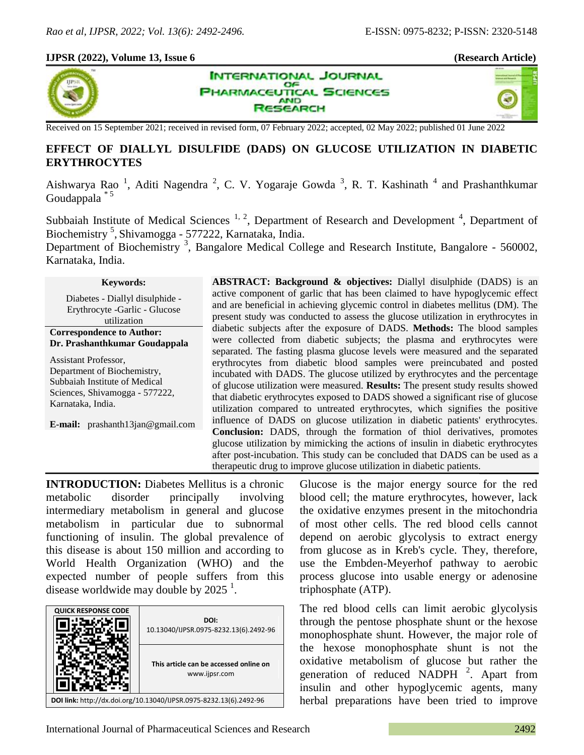**IJPSR (2022), Volume 13, Issue 6** **(Research Article)**

Received on 15 September 2021; received in revised form, 07 February 2022; accepted, 02 May 2022; published 01 June 2022

# EFFECT OF DIALLYL DISULFIDE (DADS) ON GLUCOSE UTILIZATION IN DIABETIC ERYTHROCYTES

Aishwarya Rao [1], Aditi Nagendra [2], C. V. Yogaraje Gowda [3], R. T. Kashinath [4] and Prashanthkumar Goudappala [*5]

Subbaiah Institute of Medical Sciences [1, 2], Department of Research and Development [4], Department of Biochemistry [5], Shivamogga - 577222, Karnataka, India.
Department of Biochemistry [3], Bangalore Medical College and Research Institute, Bangalore - 560002, Karnataka, India.

**Keywords:**

Diabetes - Diallyl disulphide - Erythrocyte -Garlic - Glucose utilization

**Correspondence to Author:**
**Dr. Prashanthkumar Goudappala**

Assistant Professor,
Department of Biochemistry,
Subbaiah Institute of Medical Sciences, Shivamogga - 577222, Karnataka, India.

**E-mail:** prashanth13jan@gmail.com

**ABSTRACT: Background & objectives:** Diallyl disulphide (DADS) is an active component of garlic that has been claimed to have hypoglycemic effect and are beneficial in achieving glycemic control in diabetes mellitus (DM). The present study was conducted to assess the glucose utilization in erythrocytes in diabetic subjects after the exposure of DADS. **Methods:** The blood samples were collected from diabetic subjects; the plasma and erythrocytes were separated. The fasting plasma glucose levels were measured and the separated erythrocytes from diabetic blood samples were preincubated and posted incubated with DADS. The glucose utilized by erythrocytes and the percentage of glucose utilization were measured. **Results:** The present study results showed that diabetic erythrocytes exposed to DADS showed a significant rise of glucose utilization compared to untreated erythrocytes, which signifies the positive influence of DADS on glucose utilization in diabetic patients' erythrocytes. **Conclusion:** DADS, through the formation of thiol derivatives, promotes glucose utilization by mimicking the actions of insulin in diabetic erythrocytes after post-incubation. This study can be concluded that DADS can be used as a therapeutic drug to improve glucose utilization in diabetic patients.

**INTRODUCTION:** Diabetes Mellitus is a chronic metabolic disorder principally involving intermediary metabolism in general and glucose metabolism in particular due to subnormal functioning of insulin. The global prevalence of this disease is about 150 million and according to World Health Organization (WHO) and the expected number of people suffers from this disease worldwide may double by 2025 [1].

QUICK RESPONSE CODE

DOI: 10.13040/IJPSR.0975-8232.13(6).2492-96

This article can be accessed online on www.ijpsr.com

DOI link: http://dx.doi.org/10.13040/IJPSR.0975-8232.13(6).2492-96

Glucose is the major energy source for the red blood cell; the mature erythrocytes, however, lack the oxidative enzymes present in the mitochondria of most other cells. The red blood cells cannot depend on aerobic glycolysis to extract energy from glucose as in Kreb's cycle. They, therefore, use the Embden-Meyerhof pathway to aerobic process glucose into usable energy or adenosine triphosphate (ATP).

The red blood cells can limit aerobic glycolysis through the pentose phosphate shunt or the hexose monophosphate shunt. However, the major role of the hexose monophosphate shunt is not the oxidative metabolism of glucose but rather the generation of reduced NADPH [2]. Apart from insulin and other hypoglycemic agents, many herbal preparations have been tried to improve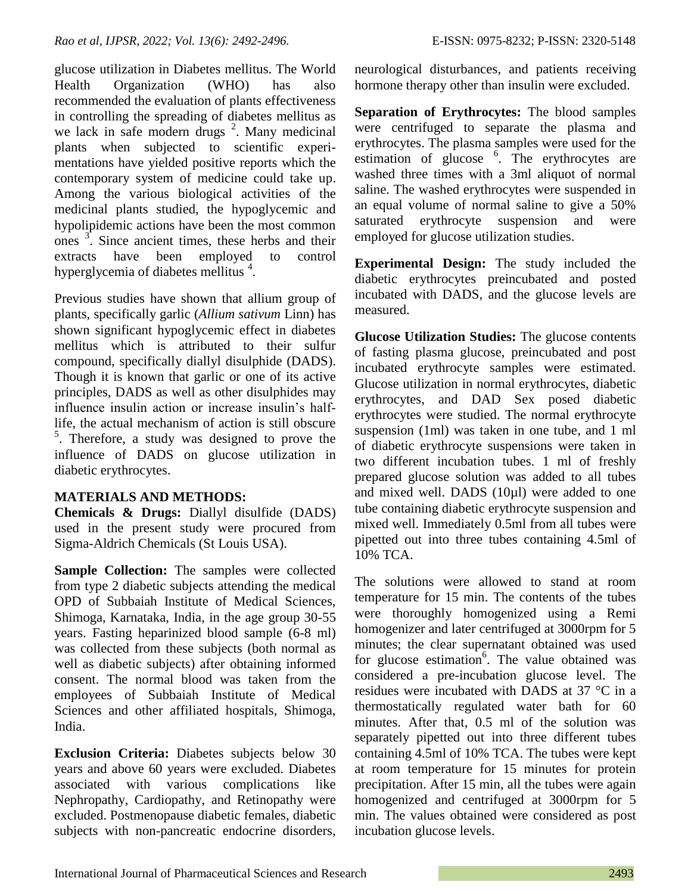glucose utilization in Diabetes mellitus. The World Health Organization (WHO) has also recommended the evaluation of plants effectiveness in controlling the spreading of diabetes mellitus as we lack in safe modern drugs [2]. Many medicinal plants when subjected to scientific experimentations have yielded positive reports which the contemporary system of medicine could take up. Among the various biological activities of the medicinal plants studied, the hypoglycemic and hypolipidemic actions have been the most common ones [3]. Since ancient times, these herbs and their extracts have been employed to control hyperglycemia of diabetes mellitus [4].

Previous studies have shown that allium group of plants, specifically garlic (*Allium sativum* Linn) has shown significant hypoglycemic effect in diabetes mellitus which is attributed to their sulfur compound, specifically diallyl disulphide (DADS). Though it is known that garlic or one of its active principles, DADS as well as other disulphides may influence insulin action or increase insulin's half-life, the actual mechanism of action is still obscure [5]. Therefore, a study was designed to prove the influence of DADS on glucose utilization in diabetic erythrocytes.

## MATERIALS AND METHODS:

**Chemicals & Drugs:** Diallyl disulfide (DADS) used in the present study were procured from Sigma-Aldrich Chemicals (St Louis USA).

**Sample Collection:** The samples were collected from type 2 diabetic subjects attending the medical OPD of Subbaiah Institute of Medical Sciences, Shimoga, Karnataka, India, in the age group 30-55 years. Fasting heparinized blood sample (6-8 ml) was collected from these subjects (both normal as well as diabetic subjects) after obtaining informed consent. The normal blood was taken from the employees of Subbaiah Institute of Medical Sciences and other affiliated hospitals, Shimoga, India.

**Exclusion Criteria:** Diabetes subjects below 30 years and above 60 years were excluded. Diabetes associated with various complications like Nephropathy, Cardiopathy, and Retinopathy were excluded. Postmenopause diabetic females, diabetic subjects with non-pancreatic endocrine disorders, neurological disturbances, and patients receiving hormone therapy other than insulin were excluded.

**Separation of Erythrocytes:** The blood samples were centrifuged to separate the plasma and erythrocytes. The plasma samples were used for the estimation of glucose [6]. The erythrocytes are washed three times with a 3ml aliquot of normal saline. The washed erythrocytes were suspended in an equal volume of normal saline to give a 50% saturated erythrocyte suspension and were employed for glucose utilization studies.

**Experimental Design:** The study included the diabetic erythrocytes preincubated and posted incubated with DADS, and the glucose levels are measured.

**Glucose Utilization Studies:** The glucose contents of fasting plasma glucose, preincubated and post incubated erythrocyte samples were estimated. Glucose utilization in normal erythrocytes, diabetic erythrocytes, and DAD Sex posed diabetic erythrocytes were studied. The normal erythrocyte suspension (1ml) was taken in one tube, and 1 ml of diabetic erythrocyte suspensions were taken in two different incubation tubes. 1 ml of freshly prepared glucose solution was added to all tubes and mixed well. DADS (10µl) were added to one tube containing diabetic erythrocyte suspension and mixed well. Immediately 0.5ml from all tubes were pipetted out into three tubes containing 4.5ml of 10% TCA.

The solutions were allowed to stand at room temperature for 15 min. The contents of the tubes were thoroughly homogenized using a Remi homogenizer and later centrifuged at 3000rpm for 5 minutes; the clear supernatant obtained was used for glucose estimation [6]. The value obtained was considered a pre-incubation glucose level. The residues were incubated with DADS at 37 °C in a thermostatically regulated water bath for 60 minutes. After that, 0.5 ml of the solution was separately pipetted out into three different tubes containing 4.5ml of 10% TCA. The tubes were kept at room temperature for 15 minutes for protein precipitation. After 15 min, all the tubes were again homogenized and centrifuged at 3000rpm for 5 min. The values obtained were considered as post incubation glucose levels.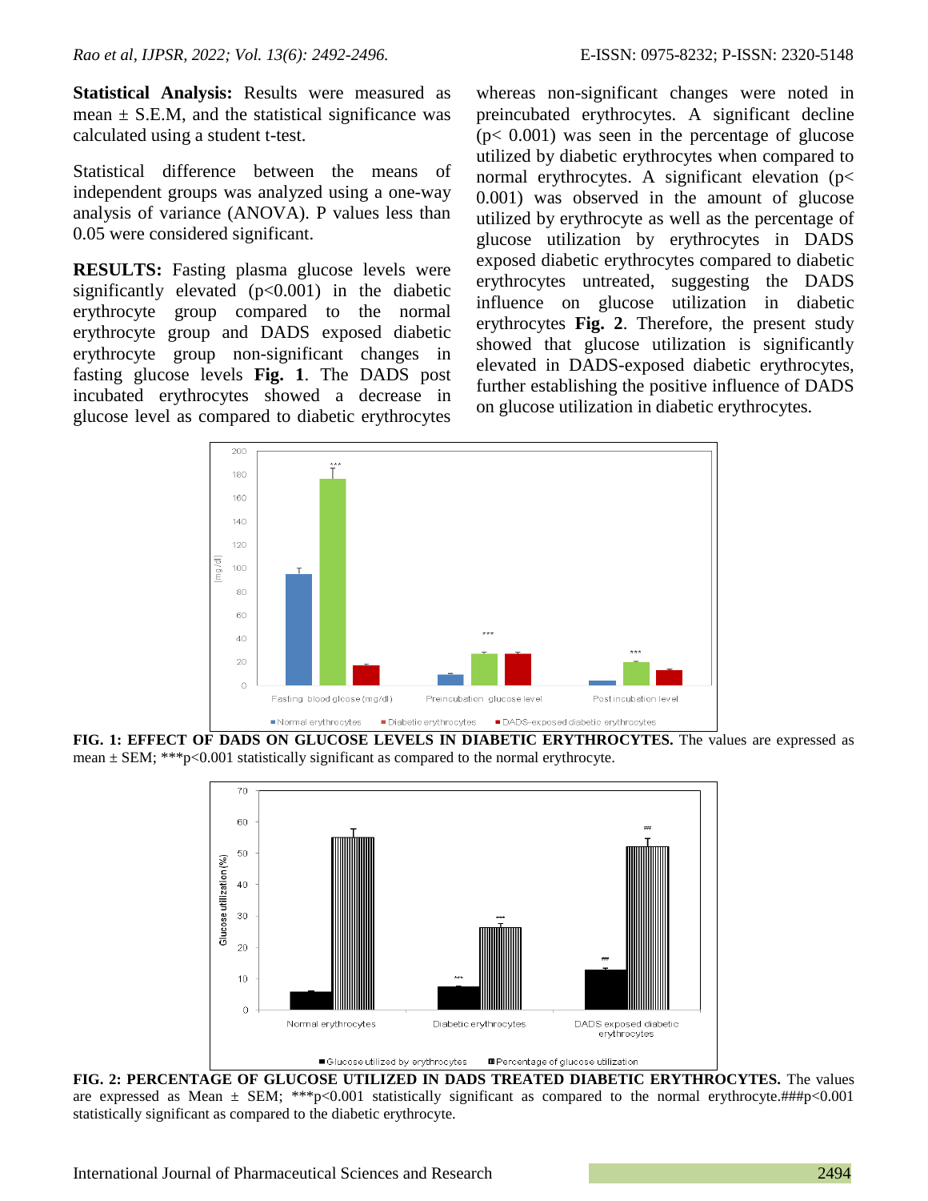**Statistical Analysis:** Results were measured as mean ± S.E.M, and the statistical significance was calculated using a student t-test.

Statistical difference between the means of independent groups was analyzed using a one-way analysis of variance (ANOVA). P values less than 0.05 were considered significant.

**RESULTS:** Fasting plasma glucose levels were significantly elevated ($p<0.001$) in the diabetic erythrocyte group compared to the normal erythrocyte group and DADS exposed diabetic erythrocyte group non-significant changes in fasting glucose levels **Fig. 1**. The DADS post incubated erythrocytes showed a decrease in glucose level as compared to diabetic erythrocytes whereas non-significant changes were noted in preincubated erythrocytes. A significant decline ($p< 0.001$) was seen in the percentage of glucose utilized by diabetic erythrocytes when compared to normal erythrocytes. A significant elevation ($p< 0.001$) was observed in the amount of glucose utilized by erythrocyte as well as the percentage of glucose utilization by erythrocytes in DADS exposed diabetic erythrocytes compared to diabetic erythrocytes untreated, suggesting the DADS influence on glucose utilization in diabetic erythrocytes **Fig. 2**. Therefore, the present study showed that glucose utilization is significantly elevated in DADS-exposed diabetic erythrocytes, further establishing the positive influence of DADS on glucose utilization in diabetic erythrocytes.

**FIG. 1: EFFECT OF DADS ON GLUCOSE LEVELS IN DIABETIC ERYTHROCYTES.** The values are expressed as mean ± SEM; ***p<0.001 statistically significant as compared to the normal erythrocyte.

**FIG. 2: PERCENTAGE OF GLUCOSE UTILIZED IN DADS TREATED DIABETIC ERYTHROCYTES.** The values are expressed as Mean ± SEM; ***p<0.001 statistically significant as compared to the normal erythrocyte.###p<0.001 statistically significant as compared to the diabetic erythrocyte.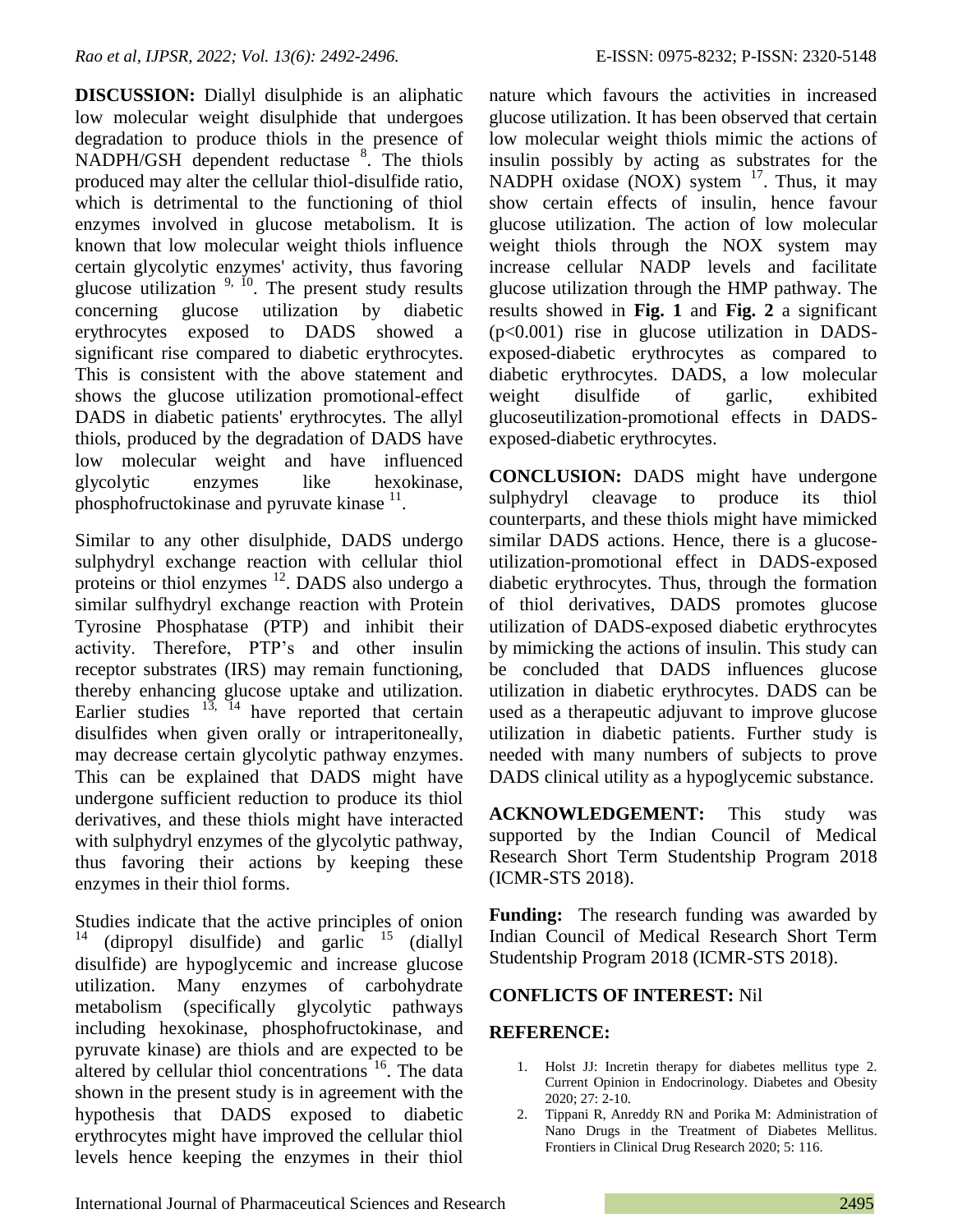**DISCUSSION:** Diallyl disulphide is an aliphatic low molecular weight disulphide that undergoes degradation to produce thiols in the presence of NADPH/GSH dependent reductase [8]. The thiols produced may alter the cellular thiol-disulfide ratio, which is detrimental to the functioning of thiol enzymes involved in glucose metabolism. It is known that low molecular weight thiols influence certain glycolytic enzymes' activity, thus favoring glucose utilization [9, 10]. The present study results concerning glucose utilization by diabetic erythrocytes exposed to DADS showed a significant rise compared to diabetic erythrocytes. This is consistent with the above statement and shows the glucose utilization promotional-effect DADS in diabetic patients' erythrocytes. The allyl thiols, produced by the degradation of DADS have low molecular weight and have influenced glycolytic enzymes like hexokinase, phosphofructokinase and pyruvate kinase [11].

Similar to any other disulphide, DADS undergo sulphydryl exchange reaction with cellular thiol proteins or thiol enzymes [12]. DADS also undergo a similar sulfhydryl exchange reaction with Protein Tyrosine Phosphatase (PTP) and inhibit their activity. Therefore, PTP's and other insulin receptor substrates (IRS) may remain functioning, thereby enhancing glucose uptake and utilization. Earlier studies [13, 14] have reported that certain disulfides when given orally or intraperitoneally, may decrease certain glycolytic pathway enzymes. This can be explained that DADS might have undergone sufficient reduction to produce its thiol derivatives, and these thiols might have interacted with sulphydryl enzymes of the glycolytic pathway, thus favoring their actions by keeping these enzymes in their thiol forms.

Studies indicate that the active principles of onion [14] (dipropyl disulfide) and garlic [15] (diallyl disulfide) are hypoglycemic and increase glucose utilization. Many enzymes of carbohydrate metabolism (specifically glycolytic pathways including hexokinase, phosphofructokinase, and pyruvate kinase) are thiols and are expected to be altered by cellular thiol concentrations [16]. The data shown in the present study is in agreement with the hypothesis that DADS exposed to diabetic erythrocytes might have improved the cellular thiol levels hence keeping the enzymes in their thiol nature which favours the activities in increased glucose utilization. It has been observed that certain low molecular weight thiols mimic the actions of insulin possibly by acting as substrates for the NADPH oxidase (NOX) system [17]. Thus, it may show certain effects of insulin, hence favour glucose utilization. The action of low molecular weight thiols through the NOX system may increase cellular NADP levels and facilitate glucose utilization through the HMP pathway. The results showed in **Fig. 1** and **Fig. 2** a significant ($p<0.001$) rise in glucose utilization in DADS-exposed-diabetic erythrocytes as compared to diabetic erythrocytes. DADS, a low molecular weight disulfide of garlic, exhibited glucoseutilization-promotional effects in DADS-exposed-diabetic erythrocytes.

**CONCLUSION:** DADS might have undergone sulphydryl cleavage to produce its thiol counterparts, and these thiols might have mimicked similar DADS actions. Hence, there is a glucose-utilization-promotional effect in DADS-exposed diabetic erythrocytes. Thus, through the formation of thiol derivatives, DADS promotes glucose utilization of DADS-exposed diabetic erythrocytes by mimicking the actions of insulin. This study can be concluded that DADS influences glucose utilization in diabetic erythrocytes. DADS can be used as a therapeutic adjuvant to improve glucose utilization in diabetic patients. Further study is needed with many numbers of subjects to prove DADS clinical utility as a hypoglycemic substance.

**ACKNOWLEDGEMENT:** This study was supported by the Indian Council of Medical Research Short Term Studentship Program 2018 (ICMR-STS 2018).

**Funding:** The research funding was awarded by Indian Council of Medical Research Short Term Studentship Program 2018 (ICMR-STS 2018).

**CONFLICTS OF INTEREST:** Nil

**REFERENCE:**

1. Holst JJ: Incretin therapy for diabetes mellitus type 2. Current Opinion in Endocrinology. Diabetes and Obesity 2020; 27: 2-10.
2. Tippani R, Anreddy RN and Porika M: Administration of Nano Drugs in the Treatment of Diabetes Mellitus. Frontiers in Clinical Drug Research 2020; 5: 116.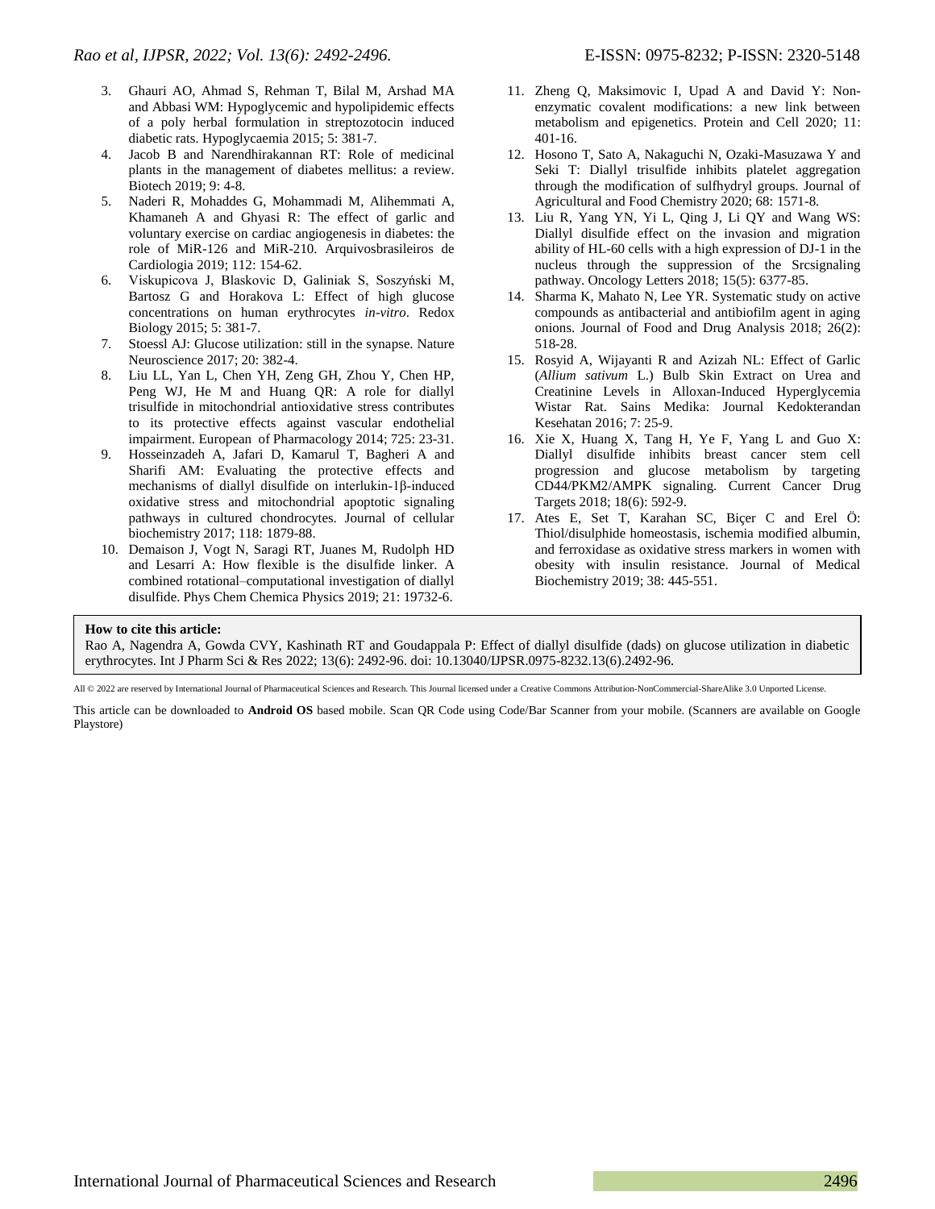3. Ghauri AO, Ahmad S, Rehman T, Bilal M, Arshad MA and Abbasi WM: Hypoglycemic and hypolipidemic effects of a poly herbal formulation in streptozotocin induced diabetic rats. Hypoglycaemia 2015; 5: 381-7.
4. Jacob B and Narendhirakannan RT: Role of medicinal plants in the management of diabetes mellitus: a review. Biotech 2019; 9: 4-8.
5. Naderi R, Mohaddes G, Mohammadi M, Alihemmati A, Khamaneh A and Ghyasi R: The effect of garlic and voluntary exercise on cardiac angiogenesis in diabetes: the role of MiR-126 and MiR-210. Arquivosbrasileiros de Cardiologia 2019; 112: 154-62.
6. Viskupicova J, Blaskovic D, Galiniak S, Soszyński M, Bartosz G and Horakova L: Effect of high glucose concentrations on human erythrocytes *in-vitro*. Redox Biology 2015; 5: 381-7.
7. Stoessl AJ: Glucose utilization: still in the synapse. Nature Neuroscience 2017; 20: 382-4.
8. Liu LL, Yan L, Chen YH, Zeng GH, Zhou Y, Chen HP, Peng WJ, He M and Huang QR: A role for diallyl trisulfide in mitochondrial antioxidative stress contributes to its protective effects against vascular endothelial impairment. European of Pharmacology 2014; 725: 23-31.
9. Hosseinzadeh A, Jafari D, Kamarul T, Bagheri A and Sharifi AM: Evaluating the protective effects and mechanisms of diallyl disulfide on interlukin-1β-induced oxidative stress and mitochondrial apoptotic signaling pathways in cultured chondrocytes. Journal of cellular biochemistry 2017; 118: 1879-88.
10. Demaison J, Vogt N, Saragi RT, Juanes M, Rudolph HD and Lesarri A: How flexible is the disulfide linker. A combined rotational–computational investigation of diallyl disulfide. Phys Chem Chemica Physics 2019; 21: 19732-6.
11. Zheng Q, Maksimovic I, Upad A and David Y: Non-enzymatic covalent modifications: a new link between metabolism and epigenetics. Protein and Cell 2020; 11: 401-16.
12. Hosono T, Sato A, Nakaguchi N, Ozaki-Masuzawa Y and Seki T: Diallyl trisulfide inhibits platelet aggregation through the modification of sulfhydryl groups. Journal of Agricultural and Food Chemistry 2020; 68: 1571-8.
13. Liu R, Yang YN, Yi L, Qing J, Li QY and Wang WS: Diallyl disulfide effect on the invasion and migration ability of HL-60 cells with a high expression of DJ-1 in the nucleus through the suppression of the Srcsignaling pathway. Oncology Letters 2018; 15(5): 6377-85.
14. Sharma K, Mahato N, Lee YR. Systematic study on active compounds as antibacterial and antibiofilm agent in aging onions. Journal of Food and Drug Analysis 2018; 26(2): 518-28.
15. Rosyid A, Wijayanti R and Azizah NL: Effect of Garlic (*Allium sativum* L.) Bulb Skin Extract on Urea and Creatinine Levels in Alloxan-Induced Hyperglycemia Wistar Rat. Sains Medika: Journal Kedokterandan Kesehatan 2016; 7: 25-9.
16. Xie X, Huang X, Tang H, Ye F, Yang L and Guo X: Diallyl disulfide inhibits breast cancer stem cell progression and glucose metabolism by targeting CD44/PKM2/AMPK signaling. Current Cancer Drug Targets 2018; 18(6): 592-9.
17. Ates E, Set T, Karahan SC, Biçer C and Erel Ö: Thiol/disulphide homeostasis, ischemia modified albumin, and ferroxidase as oxidative stress markers in women with obesity with insulin resistance. Journal of Medical Biochemistry 2019; 38: 445-551.

**How to cite this article:**

Rao A, Nagendra A, Gowda CVY, Kashinath RT and Goudappala P: Effect of diallyl disulfide (dads) on glucose utilization in diabetic erythrocytes. Int J Pharm Sci & Res 2022; 13(6): 2492-96. doi: 10.13040/IJPSR.0975-8232.13(6).2492-96.

All © 2022 are reserved by International Journal of Pharmaceutical Sciences and Research. This Journal licensed under a Creative Commons Attribution-NonCommercial-ShareAlike 3.0 Unported License.

This article can be downloaded to **Android OS** based mobile. Scan QR Code using Code/Bar Scanner from your mobile. (Scanners are available on Google Playstore)